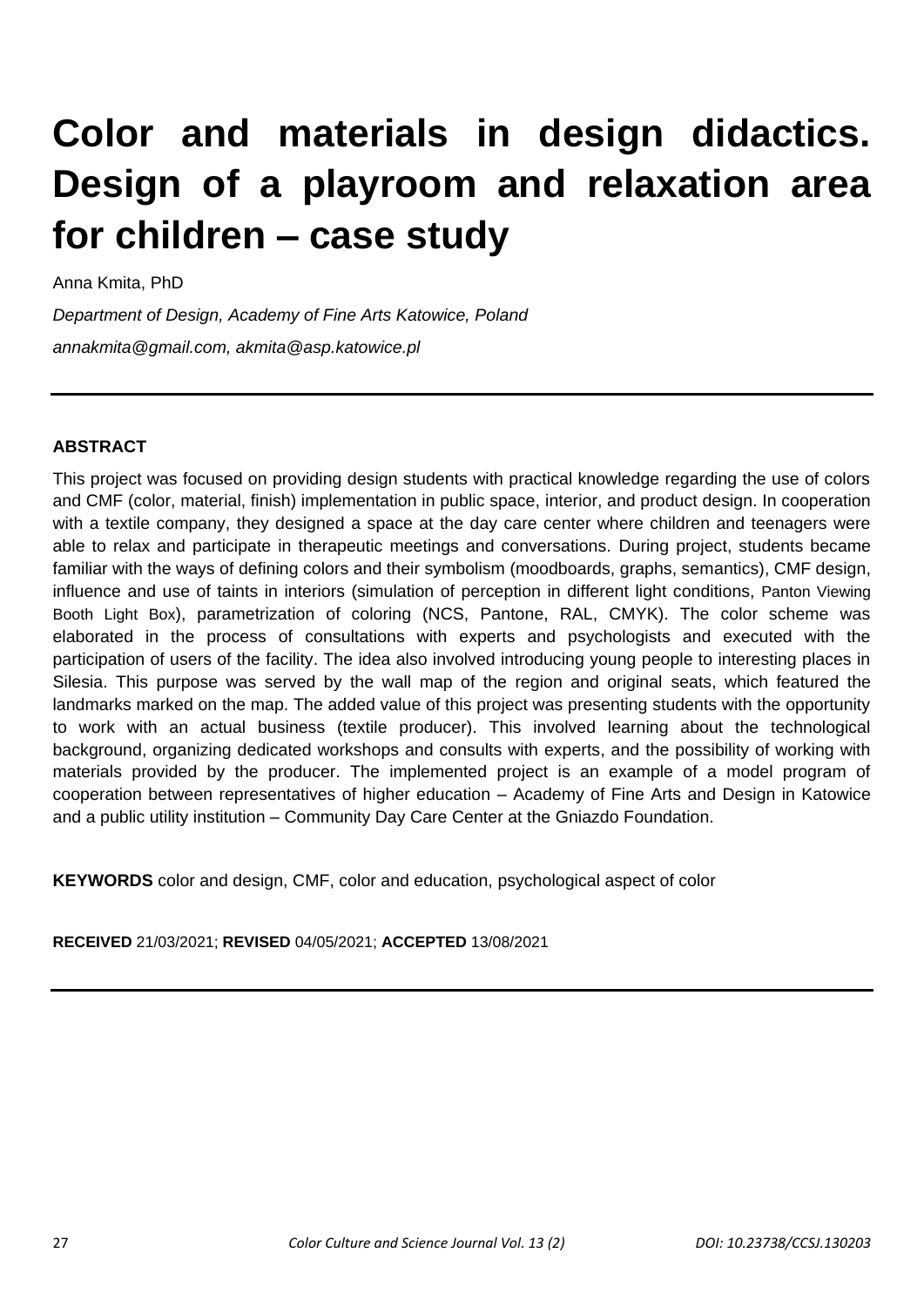# Color and materials in design didactics. Design of a playroom and relaxation area for children – case study

Anna Kmita, PhD

*Department of Design, Academy of Fine Arts Katowice, Poland*

*annakmita@gmail.com, akmita@asp.katowice.pl*

---

**ABSTRACT**

This project was focused on providing design students with practical knowledge regarding the use of colors and CMF (color, material, finish) implementation in public space, interior, and product design. In cooperation with a textile company, they designed a space at the day care center where children and teenagers were able to relax and participate in therapeutic meetings and conversations. During project, students became familiar with the ways of defining colors and their symbolism (moodboards, graphs, semantics), CMF design, influence and use of taints in interiors (simulation of perception in different light conditions, Panton Viewing Booth Light Box), parametrization of coloring (NCS, Pantone, RAL, CMYK). The color scheme was elaborated in the process of consultations with experts and psychologists and executed with the participation of users of the facility. The idea also involved introducing young people to interesting places in Silesia. This purpose was served by the wall map of the region and original seats, which featured the landmarks marked on the map. The added value of this project was presenting students with the opportunity to work with an actual business (textile producer). This involved learning about the technological background, organizing dedicated workshops and consults with experts, and the possibility of working with materials provided by the producer. The implemented project is an example of a model program of cooperation between representatives of higher education – Academy of Fine Arts and Design in Katowice and a public utility institution – Community Day Care Center at the Gniazdo Foundation.

**KEYWORDS** color and design, CMF, color and education, psychological aspect of color

**RECEIVED** 21/03/2021; **REVISED** 04/05/2021; **ACCEPTED** 13/08/2021

---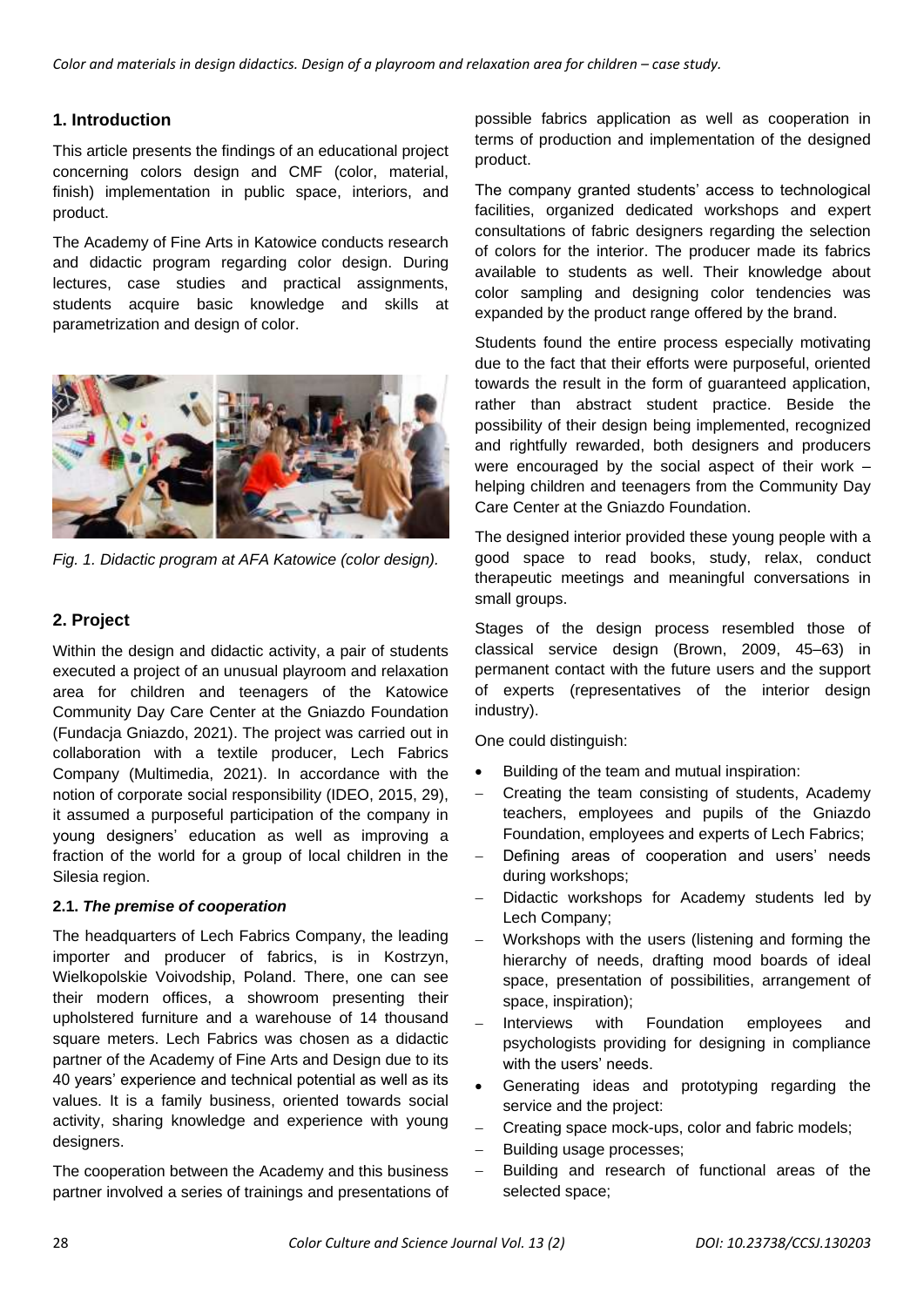## 1. Introduction

This article presents the findings of an educational project concerning colors design and CMF (color, material, finish) implementation in public space, interiors, and product.

The Academy of Fine Arts in Katowice conducts research and didactic program regarding color design. During lectures, case studies and practical assignments, students acquire basic knowledge and skills at parametrization and design of color.

*Fig. 1. Didactic program at AFA Katowice (color design).*

## 2. Project

Within the design and didactic activity, a pair of students executed a project of an unusual playroom and relaxation area for children and teenagers of the Katowice Community Day Care Center at the Gniazdo Foundation (Fundacja Gniazdo, 2021). The project was carried out in collaboration with a textile producer, Lech Fabrics Company (Multimedia, 2021). In accordance with the notion of corporate social responsibility (IDEO, 2015, 29), it assumed a purposeful participation of the company in young designers' education as well as improving a fraction of the world for a group of local children in the Silesia region.

### 2.1. *The premise of cooperation*

The headquarters of Lech Fabrics Company, the leading importer and producer of fabrics, is in Kostrzyn, Wielkopolskie Voivodship, Poland. There, one can see their modern offices, a showroom presenting their upholstered furniture and a warehouse of 14 thousand square meters. Lech Fabrics was chosen as a didactic partner of the Academy of Fine Arts and Design due to its 40 years' experience and technical potential as well as its values. It is a family business, oriented towards social activity, sharing knowledge and experience with young designers.

The cooperation between the Academy and this business partner involved a series of trainings and presentations of possible fabrics application as well as cooperation in terms of production and implementation of the designed product.

The company granted students' access to technological facilities, organized dedicated workshops and expert consultations of fabric designers regarding the selection of colors for the interior. The producer made its fabrics available to students as well. Their knowledge about color sampling and designing color tendencies was expanded by the product range offered by the brand.

Students found the entire process especially motivating due to the fact that their efforts were purposeful, oriented towards the result in the form of guaranteed application, rather than abstract student practice. Beside the possibility of their design being implemented, recognized and rightfully rewarded, both designers and producers were encouraged by the social aspect of their work – helping children and teenagers from the Community Day Care Center at the Gniazdo Foundation.

The designed interior provided these young people with a good space to read books, study, relax, conduct therapeutic meetings and meaningful conversations in small groups.

Stages of the design process resembled those of classical service design (Brown, 2009, 45–63) in permanent contact with the future users and the support of experts (representatives of the interior design industry).

One could distinguish:

- Building of the team and mutual inspiration:
  - Creating the team consisting of students, Academy teachers, employees and pupils of the Gniazdo Foundation, employees and experts of Lech Fabrics;
  - Defining areas of cooperation and users' needs during workshops;
  - Didactic workshops for Academy students led by Lech Company;
  - Workshops with the users (listening and forming the hierarchy of needs, drafting mood boards of ideal space, presentation of possibilities, arrangement of space, inspiration);
  - Interviews with Foundation employees and psychologists providing for designing in compliance with the users' needs.
- Generating ideas and prototyping regarding the service and the project:
  - Creating space mock-ups, color and fabric models;
  - Building usage processes;
  - Building and research of functional areas of the selected space;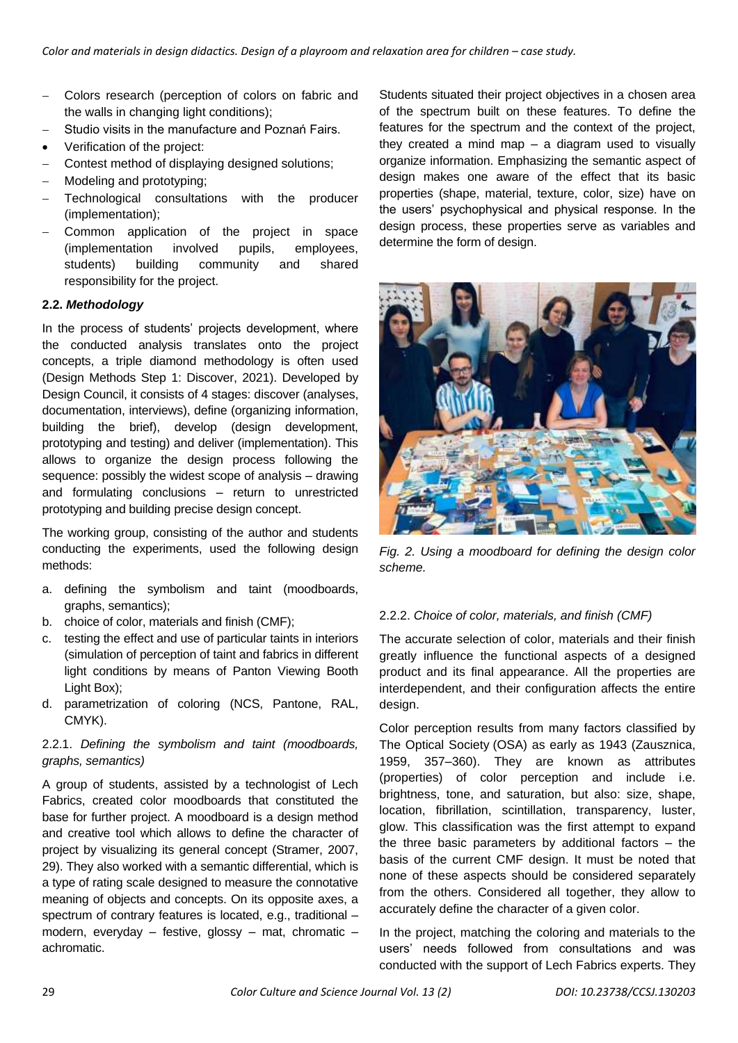- Colors research (perception of colors on fabric and the walls in changing light conditions);
- Studio visits in the manufacture and Poznań Fairs.
- Verification of the project:
- Contest method of displaying designed solutions;
- Modeling and prototyping;
- Technological consultations with the producer (implementation);
- Common application of the project in space (implementation involved pupils, employees, students) building community and shared responsibility for the project.

### 2.2. *Methodology*

In the process of students' projects development, where the conducted analysis translates onto the project concepts, a triple diamond methodology is often used (Design Methods Step 1: Discover, 2021). Developed by Design Council, it consists of 4 stages: discover (analyses, documentation, interviews), define (organizing information, building the brief), develop (design development, prototyping and testing) and deliver (implementation). This allows to organize the design process following the sequence: possibly the widest scope of analysis – drawing and formulating conclusions – return to unrestricted prototyping and building precise design concept.

The working group, consisting of the author and students conducting the experiments, used the following design methods:

a. defining the symbolism and taint (moodboards, graphs, semantics);
b. choice of color, materials and finish (CMF);
c. testing the effect and use of particular taints in interiors (simulation of perception of taint and fabrics in different light conditions by means of Panton Viewing Booth Light Box);
d. parametrization of coloring (NCS, Pantone, RAL, CMYK).

#### 2.2.1. *Defining the symbolism and taint (moodboards, graphs, semantics)*

A group of students, assisted by a technologist of Lech Fabrics, created color moodboards that constituted the base for further project. A moodboard is a design method and creative tool which allows to define the character of project by visualizing its general concept (Stramer, 2007, 29). They also worked with a semantic differential, which is a type of rating scale designed to measure the connotative meaning of objects and concepts. On its opposite axes, a spectrum of contrary features is located, e.g., traditional – modern, everyday – festive, glossy – mat, chromatic – achromatic.

Students situated their project objectives in a chosen area of the spectrum built on these features. To define the features for the spectrum and the context of the project, they created a mind map – a diagram used to visually organize information. Emphasizing the semantic aspect of design makes one aware of the effect that its basic properties (shape, material, texture, color, size) have on the users' psychophysical and physical response. In the design process, these properties serve as variables and determine the form of design.

*Fig. 2. Using a moodboard for defining the design color scheme.*

#### 2.2.2. *Choice of color, materials, and finish (CMF)*

The accurate selection of color, materials and their finish greatly influence the functional aspects of a designed product and its final appearance. All the properties are interdependent, and their configuration affects the entire design.

Color perception results from many factors classified by The Optical Society (OSA) as early as 1943 (Zausznica, 1959, 357–360). They are known as attributes (properties) of color perception and include i.e. brightness, tone, and saturation, but also: size, shape, location, fibrillation, scintillation, transparency, luster, glow. This classification was the first attempt to expand the three basic parameters by additional factors – the basis of the current CMF design. It must be noted that none of these aspects should be considered separately from the others. Considered all together, they allow to accurately define the character of a given color.

In the project, matching the coloring and materials to the users' needs followed from consultations and was conducted with the support of Lech Fabrics experts. They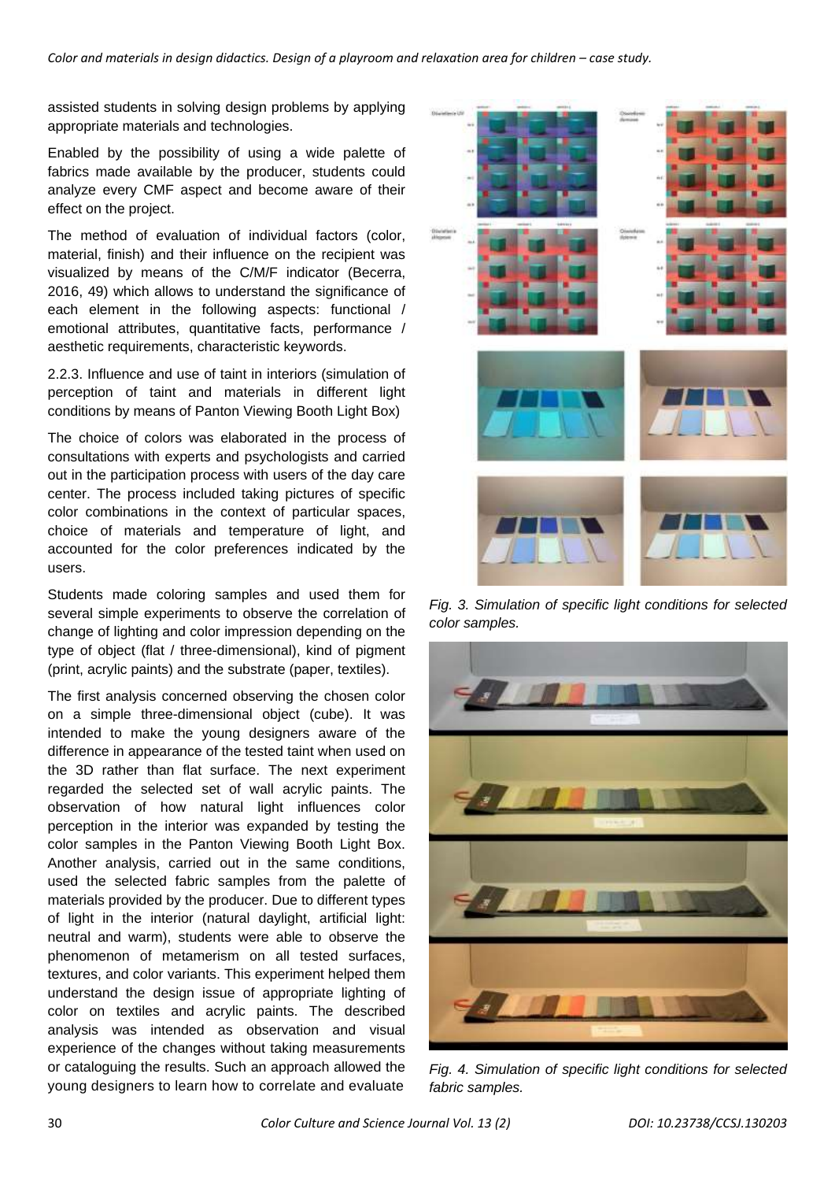assisted students in solving design problems by applying appropriate materials and technologies.

Enabled by the possibility of using a wide palette of fabrics made available by the producer, students could analyze every CMF aspect and become aware of their effect on the project.

The method of evaluation of individual factors (color, material, finish) and their influence on the recipient was visualized by means of the C/M/F indicator (Becerra, 2016, 49) which allows to understand the significance of each element in the following aspects: functional / emotional attributes, quantitative facts, performance / aesthetic requirements, characteristic keywords.

2.2.3. Influence and use of taint in interiors (simulation of perception of taint and materials in different light conditions by means of Panton Viewing Booth Light Box)

The choice of colors was elaborated in the process of consultations with experts and psychologists and carried out in the participation process with users of the day care center. The process included taking pictures of specific color combinations in the context of particular spaces, choice of materials and temperature of light, and accounted for the color preferences indicated by the users.

Students made coloring samples and used them for several simple experiments to observe the correlation of change of lighting and color impression depending on the type of object (flat / three-dimensional), kind of pigment (print, acrylic paints) and the substrate (paper, textiles).

The first analysis concerned observing the chosen color on a simple three-dimensional object (cube). It was intended to make the young designers aware of the difference in appearance of the tested taint when used on the 3D rather than flat surface. The next experiment regarded the selected set of wall acrylic paints. The observation of how natural light influences color perception in the interior was expanded by testing the color samples in the Panton Viewing Booth Light Box. Another analysis, carried out in the same conditions, used the selected fabric samples from the palette of materials provided by the producer. Due to different types of light in the interior (natural daylight, artificial light: neutral and warm), students were able to observe the phenomenon of metamerism on all tested surfaces, textures, and color variants. This experiment helped them understand the design issue of appropriate lighting of color on textiles and acrylic paints. The described analysis was intended as observation and visual experience of the changes without taking measurements or cataloguing the results. Such an approach allowed the young designers to learn how to correlate and evaluate

*Fig. 3. Simulation of specific light conditions for selected color samples.*

*Fig. 4. Simulation of specific light conditions for selected fabric samples.*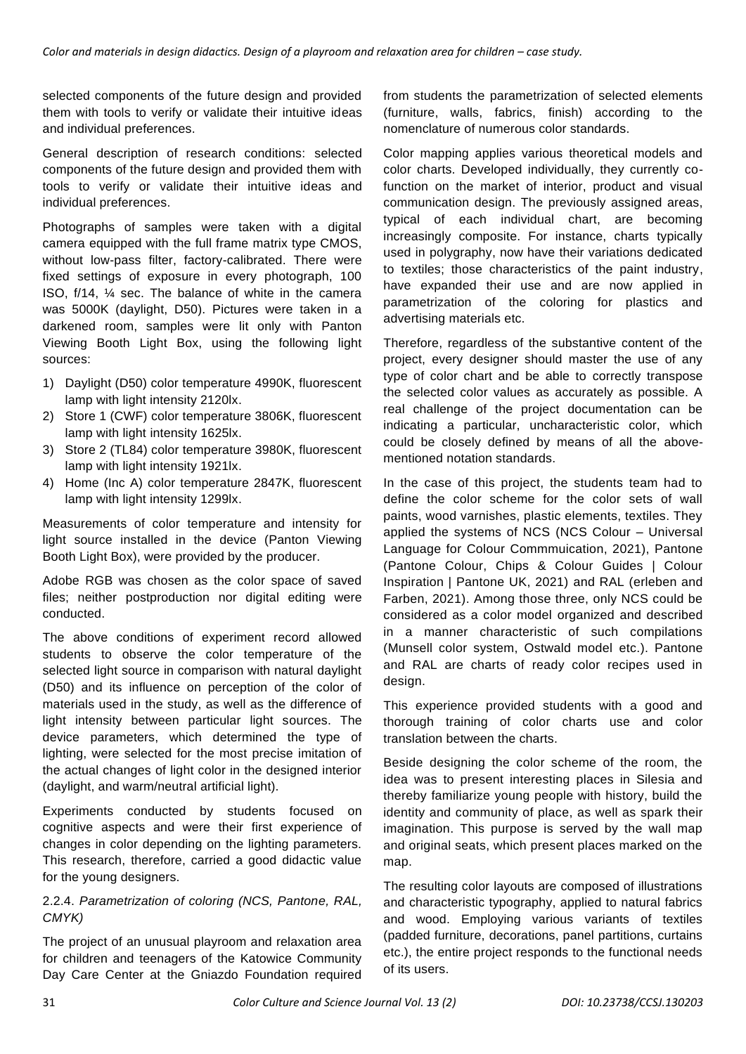selected components of the future design and provided them with tools to verify or validate their intuitive ideas and individual preferences.

General description of research conditions: selected components of the future design and provided them with tools to verify or validate their intuitive ideas and individual preferences.

Photographs of samples were taken with a digital camera equipped with the full frame matrix type CMOS, without low-pass filter, factory-calibrated. There were fixed settings of exposure in every photograph, 100 ISO, f/14, ¼ sec. The balance of white in the camera was 5000K (daylight, D50). Pictures were taken in a darkened room, samples were lit only with Panton Viewing Booth Light Box, using the following light sources:

1) Daylight (D50) color temperature 4990K, fluorescent lamp with light intensity 2120lx.
2) Store 1 (CWF) color temperature 3806K, fluorescent lamp with light intensity 1625lx.
3) Store 2 (TL84) color temperature 3980K, fluorescent lamp with light intensity 1921lx.
4) Home (Inc A) color temperature 2847K, fluorescent lamp with light intensity 1299lx.

Measurements of color temperature and intensity for light source installed in the device (Panton Viewing Booth Light Box), were provided by the producer.

Adobe RGB was chosen as the color space of saved files; neither postproduction nor digital editing were conducted.

The above conditions of experiment record allowed students to observe the color temperature of the selected light source in comparison with natural daylight (D50) and its influence on perception of the color of materials used in the study, as well as the difference of light intensity between particular light sources. The device parameters, which determined the type of lighting, were selected for the most precise imitation of the actual changes of light color in the designed interior (daylight, and warm/neutral artificial light).

Experiments conducted by students focused on cognitive aspects and were their first experience of changes in color depending on the lighting parameters. This research, therefore, carried a good didactic value for the young designers.

### 2.2.4. *Parametrization of coloring (NCS, Pantone, RAL, CMYK)*

The project of an unusual playroom and relaxation area for children and teenagers of the Katowice Community Day Care Center at the Gniazdo Foundation required from students the parametrization of selected elements (furniture, walls, fabrics, finish) according to the nomenclature of numerous color standards.

Color mapping applies various theoretical models and color charts. Developed individually, they currently co-function on the market of interior, product and visual communication design. The previously assigned areas, typical of each individual chart, are becoming increasingly composite. For instance, charts typically used in polygraphy, now have their variations dedicated to textiles; those characteristics of the paint industry, have expanded their use and are now applied in parametrization of the coloring for plastics and advertising materials etc.

Therefore, regardless of the substantive content of the project, every designer should master the use of any type of color chart and be able to correctly transpose the selected color values as accurately as possible. A real challenge of the project documentation can be indicating a particular, uncharacteristic color, which could be closely defined by means of all the above-mentioned notation standards.

In the case of this project, the students team had to define the color scheme for the color sets of wall paints, wood varnishes, plastic elements, textiles. They applied the systems of NCS (NCS Colour – Universal Language for Colour Commmuication, 2021), Pantone (Pantone Colour, Chips & Colour Guides | Colour Inspiration | Pantone UK, 2021) and RAL (erleben and Farben, 2021). Among those three, only NCS could be considered as a color model organized and described in a manner characteristic of such compilations (Munsell color system, Ostwald model etc.). Pantone and RAL are charts of ready color recipes used in design.

This experience provided students with a good and thorough training of color charts use and color translation between the charts.

Beside designing the color scheme of the room, the idea was to present interesting places in Silesia and thereby familiarize young people with history, build the identity and community of place, as well as spark their imagination. This purpose is served by the wall map and original seats, which present places marked on the map.

The resulting color layouts are composed of illustrations and characteristic typography, applied to natural fabrics and wood. Employing various variants of textiles (padded furniture, decorations, panel partitions, curtains etc.), the entire project responds to the functional needs of its users.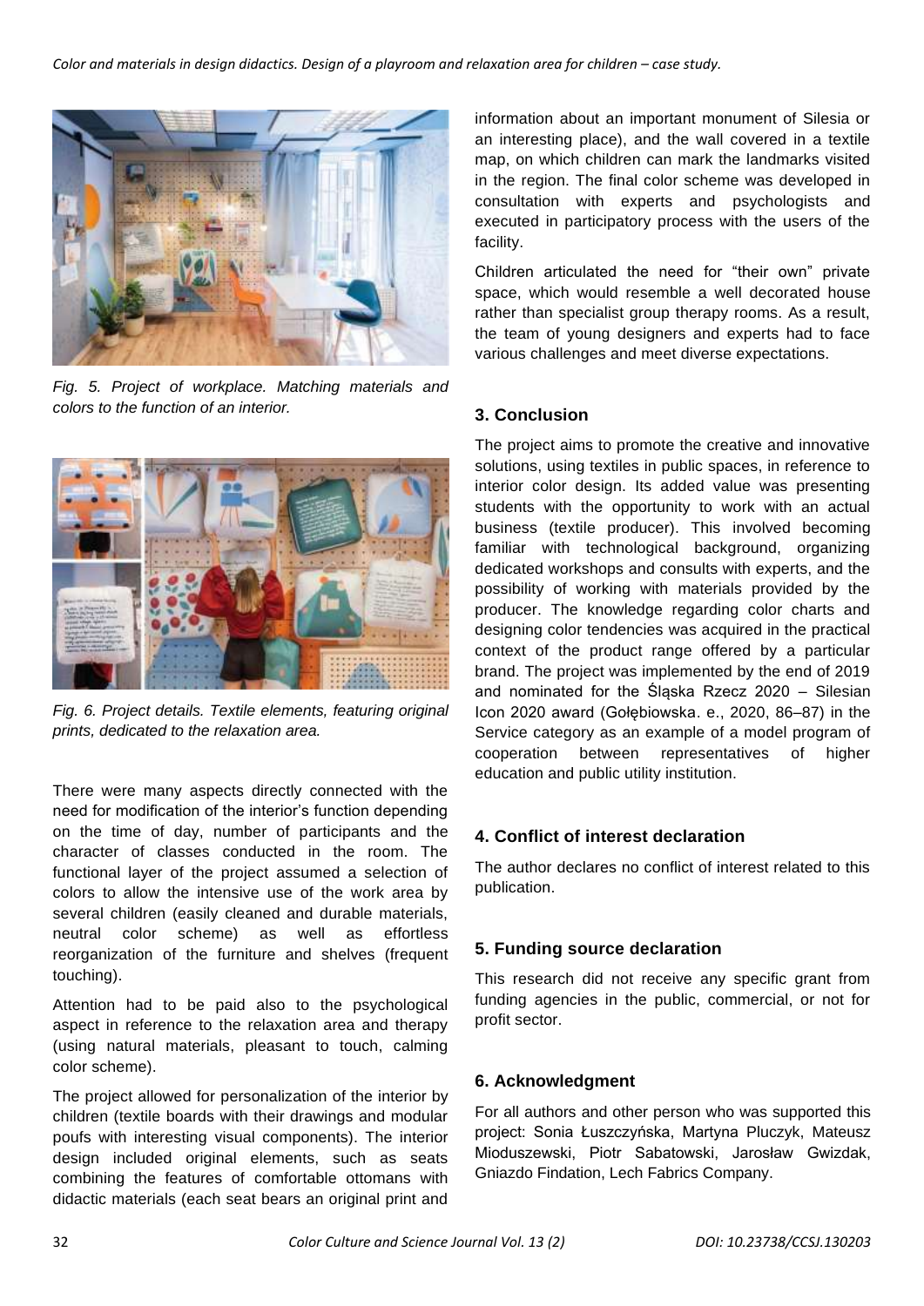*Fig. 5. Project of workplace. Matching materials and colors to the function of an interior.*

*Fig. 6. Project details. Textile elements, featuring original prints, dedicated to the relaxation area.*

There were many aspects directly connected with the need for modification of the interior's function depending on the time of day, number of participants and the character of classes conducted in the room. The functional layer of the project assumed a selection of colors to allow the intensive use of the work area by several children (easily cleaned and durable materials, neutral color scheme) as well as effortless reorganization of the furniture and shelves (frequent touching).

Attention had to be paid also to the psychological aspect in reference to the relaxation area and therapy (using natural materials, pleasant to touch, calming color scheme).

The project allowed for personalization of the interior by children (textile boards with their drawings and modular poufs with interesting visual components). The interior design included original elements, such as seats combining the features of comfortable ottomans with didactic materials (each seat bears an original print and information about an important monument of Silesia or an interesting place), and the wall covered in a textile map, on which children can mark the landmarks visited in the region. The final color scheme was developed in consultation with experts and psychologists and executed in participatory process with the users of the facility.

Children articulated the need for "their own" private space, which would resemble a well decorated house rather than specialist group therapy rooms. As a result, the team of young designers and experts had to face various challenges and meet diverse expectations.

## 3. Conclusion

The project aims to promote the creative and innovative solutions, using textiles in public spaces, in reference to interior color design. Its added value was presenting students with the opportunity to work with an actual business (textile producer). This involved becoming familiar with technological background, organizing dedicated workshops and consults with experts, and the possibility of working with materials provided by the producer. The knowledge regarding color charts and designing color tendencies was acquired in the practical context of the product range offered by a particular brand. The project was implemented by the end of 2019 and nominated for the Śląska Rzecz 2020 – Silesian Icon 2020 award (Gołębiowska. e., 2020, 86–87) in the Service category as an example of a model program of cooperation between representatives of higher education and public utility institution.

## 4. Conflict of interest declaration

The author declares no conflict of interest related to this publication.

## 5. Funding source declaration

This research did not receive any specific grant from funding agencies in the public, commercial, or not for profit sector.

## 6. Acknowledgment

For all authors and other person who was supported this project: Sonia Łuszczyńska, Martyna Pluczyk, Mateusz Mioduszewski, Piotr Sabatowski, Jarosław Gwizdak, Gniazdo Findation, Lech Fabrics Company.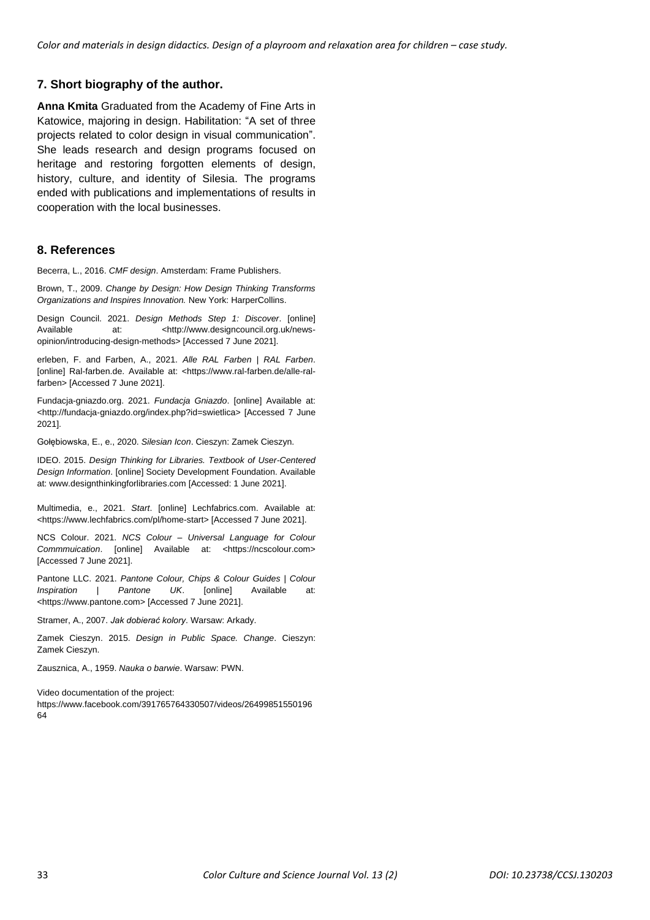## 7. Short biography of the author.

**Anna Kmita** Graduated from the Academy of Fine Arts in Katowice, majoring in design. Habilitation: "A set of three projects related to color design in visual communication". She leads research and design programs focused on heritage and restoring forgotten elements of design, history, culture, and identity of Silesia. The programs ended with publications and implementations of results in cooperation with the local businesses.

## 8. References

Becerra, L., 2016. *CMF design*. Amsterdam: Frame Publishers.

Brown, T., 2009. *Change by Design: How Design Thinking Transforms Organizations and Inspires Innovation.* New York: HarperCollins.

Design Council. 2021. *Design Methods Step 1: Discover*. [online] Available at: <http://www.designcouncil.org.uk/news-opinion/introducing-design-methods> [Accessed 7 June 2021].

erleben, F. and Farben, A., 2021. *Alle RAL Farben | RAL Farben*. [online] Ral-farben.de. Available at: <https://www.ral-farben.de/alle-ral-farben> [Accessed 7 June 2021].

Fundacja-gniazdo.org. 2021. *Fundacja Gniazdo*. [online] Available at: <http://fundacja-gniazdo.org/index.php?id=swietlica> [Accessed 7 June 2021].

Gołębiowska, E., e., 2020. *Silesian Icon*. Cieszyn: Zamek Cieszyn.

IDEO. 2015. *Design Thinking for Libraries. Textbook of User-Centered Design Information*. [online] Society Development Foundation. Available at: www.designthinkingforlibraries.com [Accessed: 1 June 2021].

Multimedia, e., 2021. *Start*. [online] Lechfabrics.com. Available at: <https://www.lechfabrics.com/pl/home-start> [Accessed 7 June 2021].

NCS Colour. 2021. *NCS Colour – Universal Language for Colour Commmuication*. [online] Available at: <https://ncscolour.com> [Accessed 7 June 2021].

Pantone LLC. 2021. *Pantone Colour, Chips & Colour Guides | Colour Inspiration | Pantone UK*. [online] Available at: <https://www.pantone.com> [Accessed 7 June 2021].

Stramer, A., 2007. *Jak dobierać kolory*. Warsaw: Arkady.

Zamek Cieszyn. 2015. *Design in Public Space. Change*. Cieszyn: Zamek Cieszyn.

Zausznica, A., 1959. *Nauka o barwie*. Warsaw: PWN.

Video documentation of the project:
https://www.facebook.com/391765764330507/videos/2649985155019664